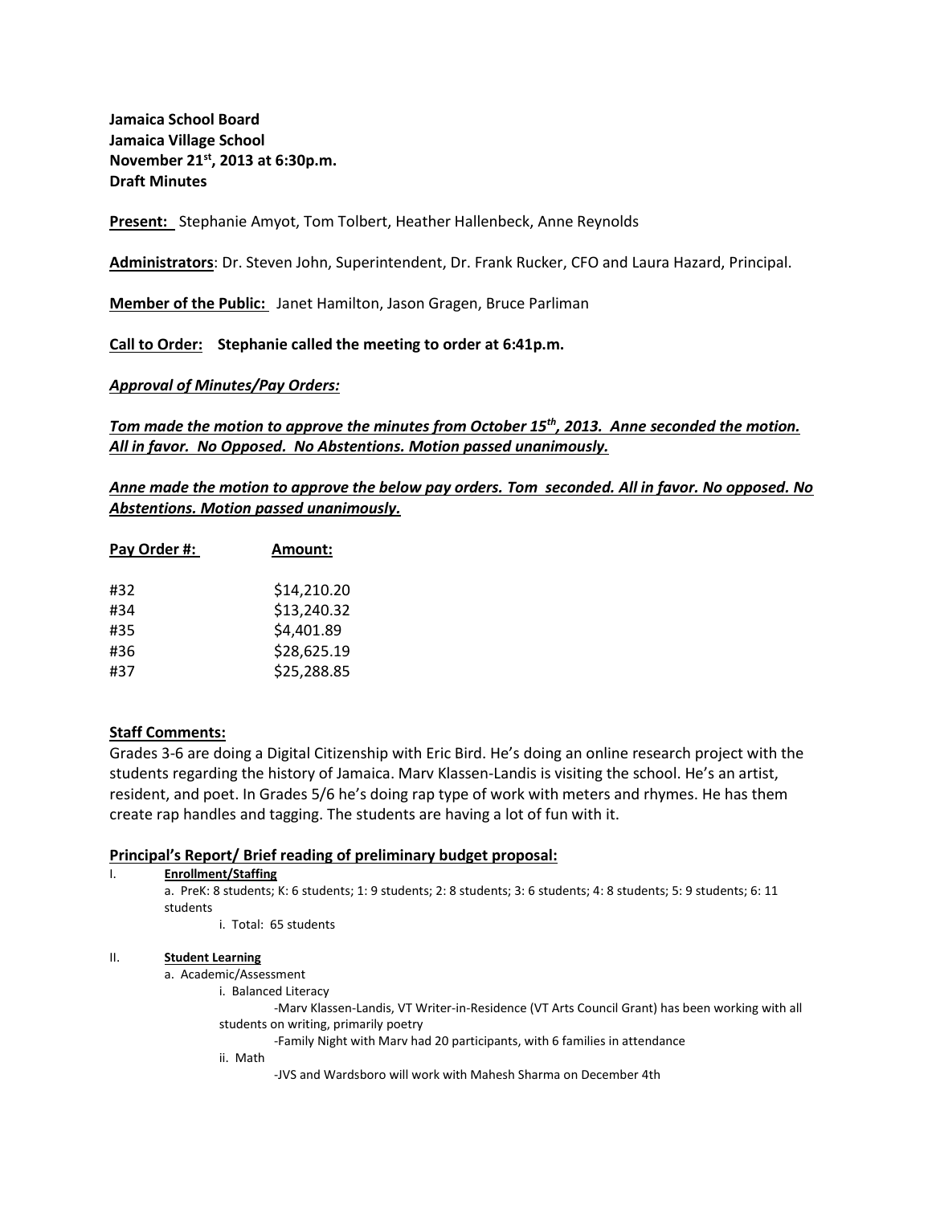**Jamaica School Board**
**Jamaica Village School**
**November 21st, 2013 at 6:30p.m.**
**Draft Minutes**

**Present:** Stephanie Amyot, Tom Tolbert, Heather Hallenbeck, Anne Reynolds

**Administrators**: Dr. Steven John, Superintendent, Dr. Frank Rucker, CFO and Laura Hazard, Principal.

**Member of the Public:** Janet Hamilton, Jason Gragen, Bruce Parliman

**Call to Order: Stephanie called the meeting to order at 6:41p.m.**

***Approval of Minutes/Pay Orders:***

***Tom made the motion to approve the minutes from October 15th, 2013. Anne seconded the motion. All in favor. No Opposed. No Abstentions. Motion passed unanimously.***

***Anne made the motion to approve the below pay orders. Tom seconded. All in favor. No opposed. No Abstentions. Motion passed unanimously.***

| Pay Order #: | Amount: |
|---|---|
| #32 | $14,210.20 |
| #34 | $13,240.32 |
| #35 | $4,401.89 |
| #36 | $28,625.19 |
| #37 | $25,288.85 |

**Staff Comments:**

Grades 3-6 are doing a Digital Citizenship with Eric Bird. He's doing an online research project with the students regarding the history of Jamaica. Marv Klassen-Landis is visiting the school. He's an artist, resident, and poet. In Grades 5/6 he's doing rap type of work with meters and rhymes. He has them create rap handles and tagging. The students are having a lot of fun with it.

**Principal's Report/ Brief reading of preliminary budget proposal:**

I. **Enrollment/Staffing**
   a. PreK: 8 students; K: 6 students; 1: 9 students; 2: 8 students; 3: 6 students; 4: 8 students; 5: 9 students; 6: 11 students
      i. Total: 65 students

II. **Student Learning**
   a. Academic/Assessment
      i. Balanced Literacy
         -Marv Klassen-Landis, VT Writer-in-Residence (VT Arts Council Grant) has been working with all students on writing, primarily poetry
         -Family Night with Marv had 20 participants, with 6 families in attendance
      ii. Math
         -JVS and Wardsboro will work with Mahesh Sharma on December 4th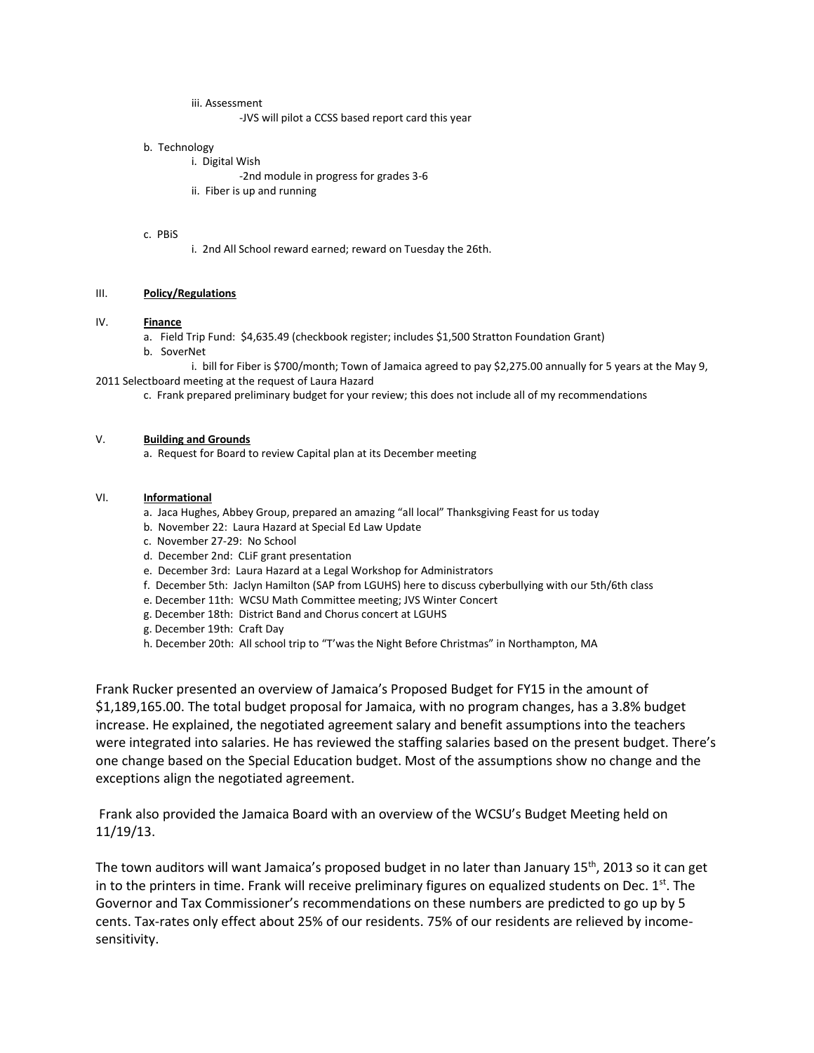iii. Assessment

-JVS will pilot a CCSS based report card this year

b. Technology

i. Digital Wish

-2nd module in progress for grades 3-6

ii. Fiber is up and running

c. PBiS

i. 2nd All School reward earned; reward on Tuesday the 26th.

III. **Policy/Regulations**

IV. **Finance**

a. Field Trip Fund: $4,635.49 (checkbook register; includes $1,500 Stratton Foundation Grant)

b. SoverNet

i. bill for Fiber is $700/month; Town of Jamaica agreed to pay $2,275.00 annually for 5 years at the May 9, 2011 Selectboard meeting at the request of Laura Hazard

c. Frank prepared preliminary budget for your review; this does not include all of my recommendations

V. **Building and Grounds**

a. Request for Board to review Capital plan at its December meeting

VI. **Informational**

a. Jaca Hughes, Abbey Group, prepared an amazing "all local" Thanksgiving Feast for us today

b. November 22: Laura Hazard at Special Ed Law Update

c. November 27-29: No School

d. December 2nd: CLiF grant presentation

e. December 3rd: Laura Hazard at a Legal Workshop for Administrators

f. December 5th: Jaclyn Hamilton (SAP from LGUHS) here to discuss cyberbullying with our 5th/6th class

e. December 11th: WCSU Math Committee meeting; JVS Winter Concert

g. December 18th: District Band and Chorus concert at LGUHS

g. December 19th: Craft Day

h. December 20th: All school trip to "T'was the Night Before Christmas" in Northampton, MA

Frank Rucker presented an overview of Jamaica's Proposed Budget for FY15 in the amount of $1,189,165.00. The total budget proposal for Jamaica, with no program changes, has a 3.8% budget increase. He explained, the negotiated agreement salary and benefit assumptions into the teachers were integrated into salaries. He has reviewed the staffing salaries based on the present budget. There's one change based on the Special Education budget. Most of the assumptions show no change and the exceptions align the negotiated agreement.

Frank also provided the Jamaica Board with an overview of the WCSU's Budget Meeting held on 11/19/13.

The town auditors will want Jamaica's proposed budget in no later than January 15th, 2013 so it can get in to the printers in time. Frank will receive preliminary figures on equalized students on Dec. 1st. The Governor and Tax Commissioner's recommendations on these numbers are predicted to go up by 5 cents. Tax-rates only effect about 25% of our residents. 75% of our residents are relieved by income-sensitivity.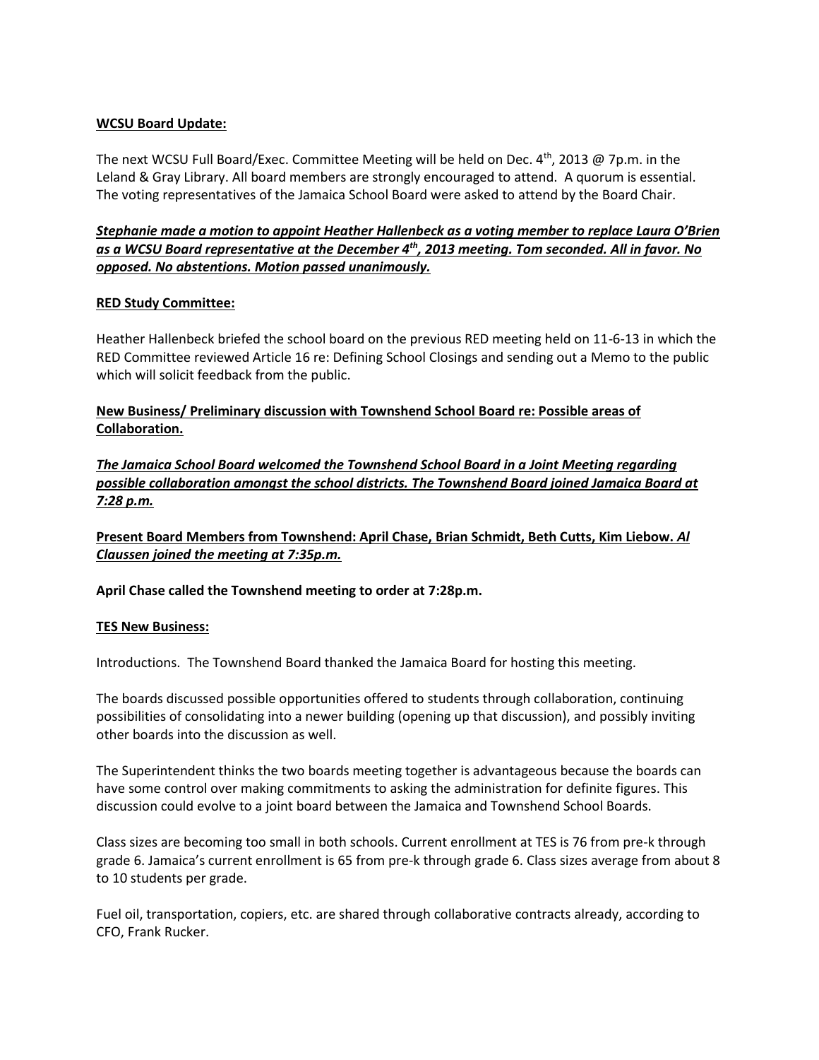**WCSU Board Update:**

The next WCSU Full Board/Exec. Committee Meeting will be held on Dec. 4th, 2013 @ 7p.m. in the Leland & Gray Library. All board members are strongly encouraged to attend. A quorum is essential. The voting representatives of the Jamaica School Board were asked to attend by the Board Chair.

***Stephanie made a motion to appoint Heather Hallenbeck as a voting member to replace Laura O'Brien as a WCSU Board representative at the December 4th, 2013 meeting. Tom seconded. All in favor. No opposed. No abstentions. Motion passed unanimously.***

**RED Study Committee:**

Heather Hallenbeck briefed the school board on the previous RED meeting held on 11-6-13 in which the RED Committee reviewed Article 16 re: Defining School Closings and sending out a Memo to the public which will solicit feedback from the public.

**New Business/ Preliminary discussion with Townshend School Board re: Possible areas of Collaboration.**

***The Jamaica School Board welcomed the Townshend School Board in a Joint Meeting regarding possible collaboration amongst the school districts. The Townshend Board joined Jamaica Board at 7:28 p.m.***

**Present Board Members from Townshend: April Chase, Brian Schmidt, Beth Cutts, Kim Liebow. *Al Claussen joined the meeting at 7:35p.m.***

**April Chase called the Townshend meeting to order at 7:28p.m.**

**TES New Business:**

Introductions. The Townshend Board thanked the Jamaica Board for hosting this meeting.

The boards discussed possible opportunities offered to students through collaboration, continuing possibilities of consolidating into a newer building (opening up that discussion), and possibly inviting other boards into the discussion as well.

The Superintendent thinks the two boards meeting together is advantageous because the boards can have some control over making commitments to asking the administration for definite figures. This discussion could evolve to a joint board between the Jamaica and Townshend School Boards.

Class sizes are becoming too small in both schools. Current enrollment at TES is 76 from pre-k through grade 6. Jamaica's current enrollment is 65 from pre-k through grade 6. Class sizes average from about 8 to 10 students per grade.

Fuel oil, transportation, copiers, etc. are shared through collaborative contracts already, according to CFO, Frank Rucker.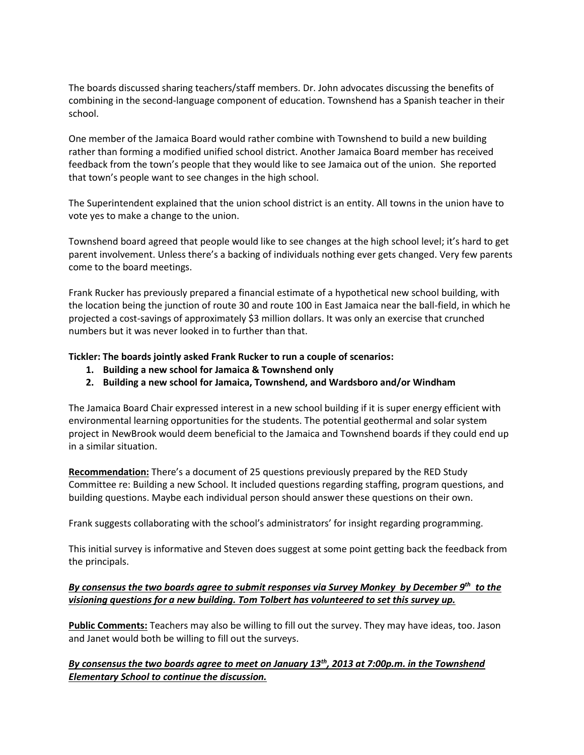The boards discussed sharing teachers/staff members. Dr. John advocates discussing the benefits of combining in the second-language component of education. Townshend has a Spanish teacher in their school.

One member of the Jamaica Board would rather combine with Townshend to build a new building rather than forming a modified unified school district. Another Jamaica Board member has received feedback from the town's people that they would like to see Jamaica out of the union. She reported that town's people want to see changes in the high school.

The Superintendent explained that the union school district is an entity. All towns in the union have to vote yes to make a change to the union.

Townshend board agreed that people would like to see changes at the high school level; it's hard to get parent involvement. Unless there's a backing of individuals nothing ever gets changed. Very few parents come to the board meetings.

Frank Rucker has previously prepared a financial estimate of a hypothetical new school building, with the location being the junction of route 30 and route 100 in East Jamaica near the ball-field, in which he projected a cost-savings of approximately $3 million dollars. It was only an exercise that crunched numbers but it was never looked in to further than that.

**Tickler: The boards jointly asked Frank Rucker to run a couple of scenarios:**

1. **Building a new school for Jamaica & Townshend only**
2. **Building a new school for Jamaica, Townshend, and Wardsboro and/or Windham**

The Jamaica Board Chair expressed interest in a new school building if it is super energy efficient with environmental learning opportunities for the students. The potential geothermal and solar system project in NewBrook would deem beneficial to the Jamaica and Townshend boards if they could end up in a similar situation.

<u>**Recommendation:**</u> There's a document of 25 questions previously prepared by the RED Study Committee re: Building a new School. It included questions regarding staffing, program questions, and building questions. Maybe each individual person should answer these questions on their own.

Frank suggests collaborating with the school's administrators' for insight regarding programming.

This initial survey is informative and Steven does suggest at some point getting back the feedback from the principals.

<u>***By consensus the two boards agree to submit responses via Survey Monkey by December 9th to the visioning questions for a new building. Tom Tolbert has volunteered to set this survey up.***</u>

<u>**Public Comments:**</u> Teachers may also be willing to fill out the survey. They may have ideas, too. Jason and Janet would both be willing to fill out the surveys.

<u>***By consensus the two boards agree to meet on January 13th, 2013 at 7:00p.m. in the Townshend Elementary School to continue the discussion.***</u>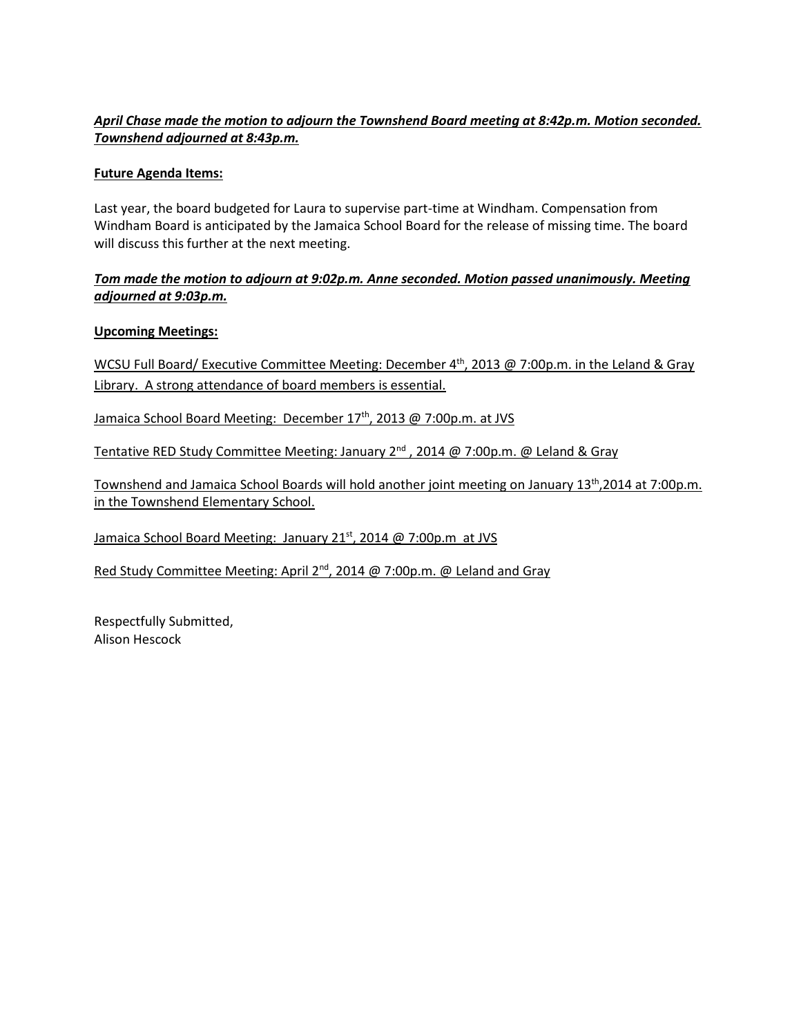***April Chase made the motion to adjourn the Townshend Board meeting at 8:42p.m. Motion seconded. Townshend adjourned at 8:43p.m.***

**Future Agenda Items:**

Last year, the board budgeted for Laura to supervise part-time at Windham. Compensation from Windham Board is anticipated by the Jamaica School Board for the release of missing time. The board will discuss this further at the next meeting.

***Tom made the motion to adjourn at 9:02p.m. Anne seconded. Motion passed unanimously. Meeting adjourned at 9:03p.m.***

**Upcoming Meetings:**

WCSU Full Board/ Executive Committee Meeting: December 4th, 2013 @ 7:00p.m. in the Leland & Gray Library. A strong attendance of board members is essential.

Jamaica School Board Meeting: December 17th, 2013 @ 7:00p.m. at JVS

Tentative RED Study Committee Meeting: January 2nd , 2014 @ 7:00p.m. @ Leland & Gray

Townshend and Jamaica School Boards will hold another joint meeting on January 13th,2014 at 7:00p.m. in the Townshend Elementary School.

Jamaica School Board Meeting: January 21st, 2014 @ 7:00p.m at JVS

Red Study Committee Meeting: April 2nd, 2014 @ 7:00p.m. @ Leland and Gray

Respectfully Submitted,
Alison Hescock